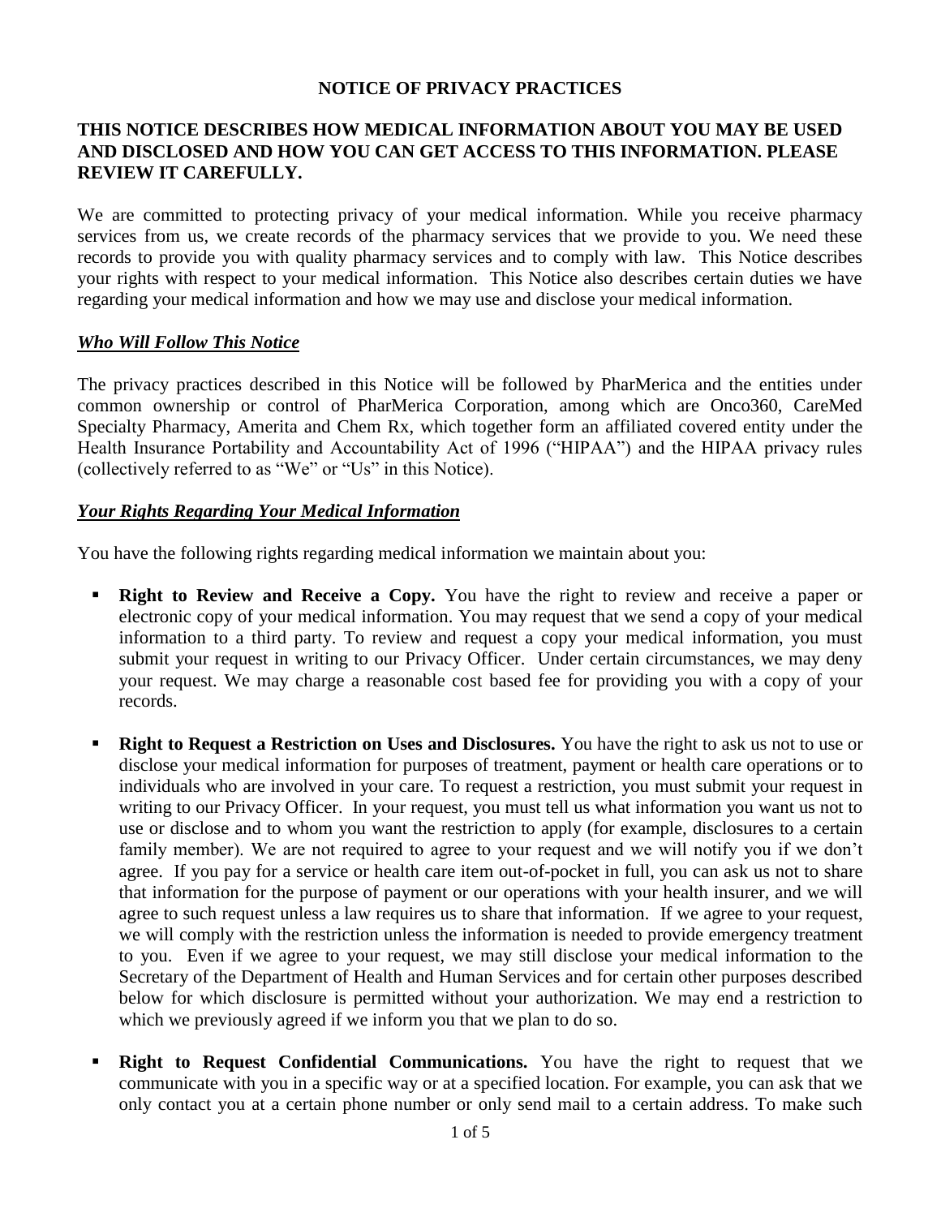# NOTICE OF PRIVACY PRACTICES

## THIS NOTICE DESCRIBES HOW MEDICAL INFORMATION ABOUT YOU MAY BE USED AND DISCLOSED AND HOW YOU CAN GET ACCESS TO THIS INFORMATION. PLEASE REVIEW IT CAREFULLY.

We are committed to protecting privacy of your medical information. While you receive pharmacy services from us, we create records of the pharmacy services that we provide to you. We need these records to provide you with quality pharmacy services and to comply with law. This Notice describes your rights with respect to your medical information. This Notice also describes certain duties we have regarding your medical information and how we may use and disclose your medical information.

### ***Who Will Follow This Notice***

The privacy practices described in this Notice will be followed by PharMerica and the entities under common ownership or control of PharMerica Corporation, among which are Onco360, CareMed Specialty Pharmacy, Amerita and Chem Rx, which together form an affiliated covered entity under the Health Insurance Portability and Accountability Act of 1996 ("HIPAA") and the HIPAA privacy rules (collectively referred to as "We" or "Us" in this Notice).

### ***Your Rights Regarding Your Medical Information***

You have the following rights regarding medical information we maintain about you:

- **Right to Review and Receive a Copy.** You have the right to review and receive a paper or electronic copy of your medical information. You may request that we send a copy of your medical information to a third party. To review and request a copy your medical information, you must submit your request in writing to our Privacy Officer. Under certain circumstances, we may deny your request. We may charge a reasonable cost based fee for providing you with a copy of your records.

- **Right to Request a Restriction on Uses and Disclosures.** You have the right to ask us not to use or disclose your medical information for purposes of treatment, payment or health care operations or to individuals who are involved in your care. To request a restriction, you must submit your request in writing to our Privacy Officer. In your request, you must tell us what information you want us not to use or disclose and to whom you want the restriction to apply (for example, disclosures to a certain family member). We are not required to agree to your request and we will notify you if we don't agree. If you pay for a service or health care item out-of-pocket in full, you can ask us not to share that information for the purpose of payment or our operations with your health insurer, and we will agree to such request unless a law requires us to share that information. If we agree to your request, we will comply with the restriction unless the information is needed to provide emergency treatment to you. Even if we agree to your request, we may still disclose your medical information to the Secretary of the Department of Health and Human Services and for certain other purposes described below for which disclosure is permitted without your authorization. We may end a restriction to which we previously agreed if we inform you that we plan to do so.

- **Right to Request Confidential Communications.** You have the right to request that we communicate with you in a specific way or at a specified location. For example, you can ask that we only contact you at a certain phone number or only send mail to a certain address. To make such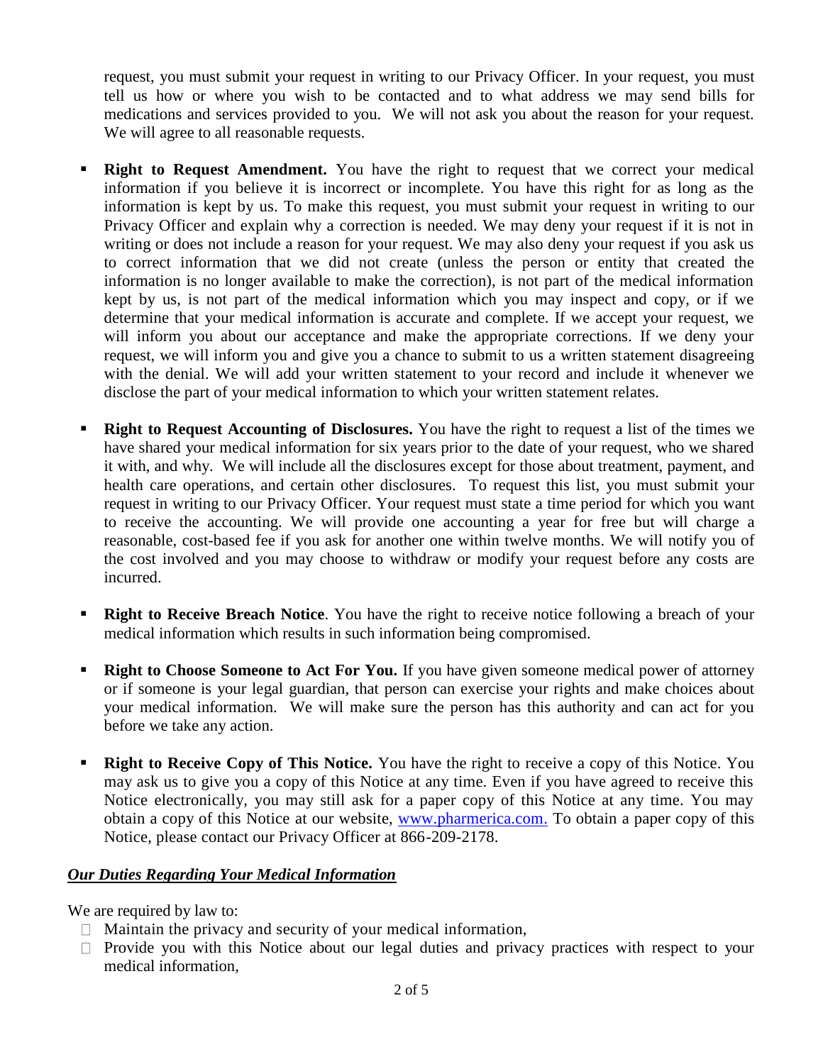request, you must submit your request in writing to our Privacy Officer. In your request, you must tell us how or where you wish to be contacted and to what address we may send bills for medications and services provided to you. We will not ask you about the reason for your request. We will agree to all reasonable requests.

- **Right to Request Amendment.** You have the right to request that we correct your medical information if you believe it is incorrect or incomplete. You have this right for as long as the information is kept by us. To make this request, you must submit your request in writing to our Privacy Officer and explain why a correction is needed. We may deny your request if it is not in writing or does not include a reason for your request. We may also deny your request if you ask us to correct information that we did not create (unless the person or entity that created the information is no longer available to make the correction), is not part of the medical information kept by us, is not part of the medical information which you may inspect and copy, or if we determine that your medical information is accurate and complete. If we accept your request, we will inform you about our acceptance and make the appropriate corrections. If we deny your request, we will inform you and give you a chance to submit to us a written statement disagreeing with the denial. We will add your written statement to your record and include it whenever we disclose the part of your medical information to which your written statement relates.

- **Right to Request Accounting of Disclosures.** You have the right to request a list of the times we have shared your medical information for six years prior to the date of your request, who we shared it with, and why. We will include all the disclosures except for those about treatment, payment, and health care operations, and certain other disclosures. To request this list, you must submit your request in writing to our Privacy Officer. Your request must state a time period for which you want to receive the accounting. We will provide one accounting a year for free but will charge a reasonable, cost-based fee if you ask for another one within twelve months. We will notify you of the cost involved and you may choose to withdraw or modify your request before any costs are incurred.

- **Right to Receive Breach Notice**. You have the right to receive notice following a breach of your medical information which results in such information being compromised.

- **Right to Choose Someone to Act For You.** If you have given someone medical power of attorney or if someone is your legal guardian, that person can exercise your rights and make choices about your medical information. We will make sure the person has this authority and can act for you before we take any action.

- **Right to Receive Copy of This Notice.** You have the right to receive a copy of this Notice. You may ask us to give you a copy of this Notice at any time. Even if you have agreed to receive this Notice electronically, you may still ask for a paper copy of this Notice at any time. You may obtain a copy of this Notice at our website, www.pharmerica.com. To obtain a paper copy of this Notice, please contact our Privacy Officer at 866-209-2178.

***Our Duties Regarding Your Medical Information***

We are required by law to:

- Maintain the privacy and security of your medical information,
- Provide you with this Notice about our legal duties and privacy practices with respect to your medical information,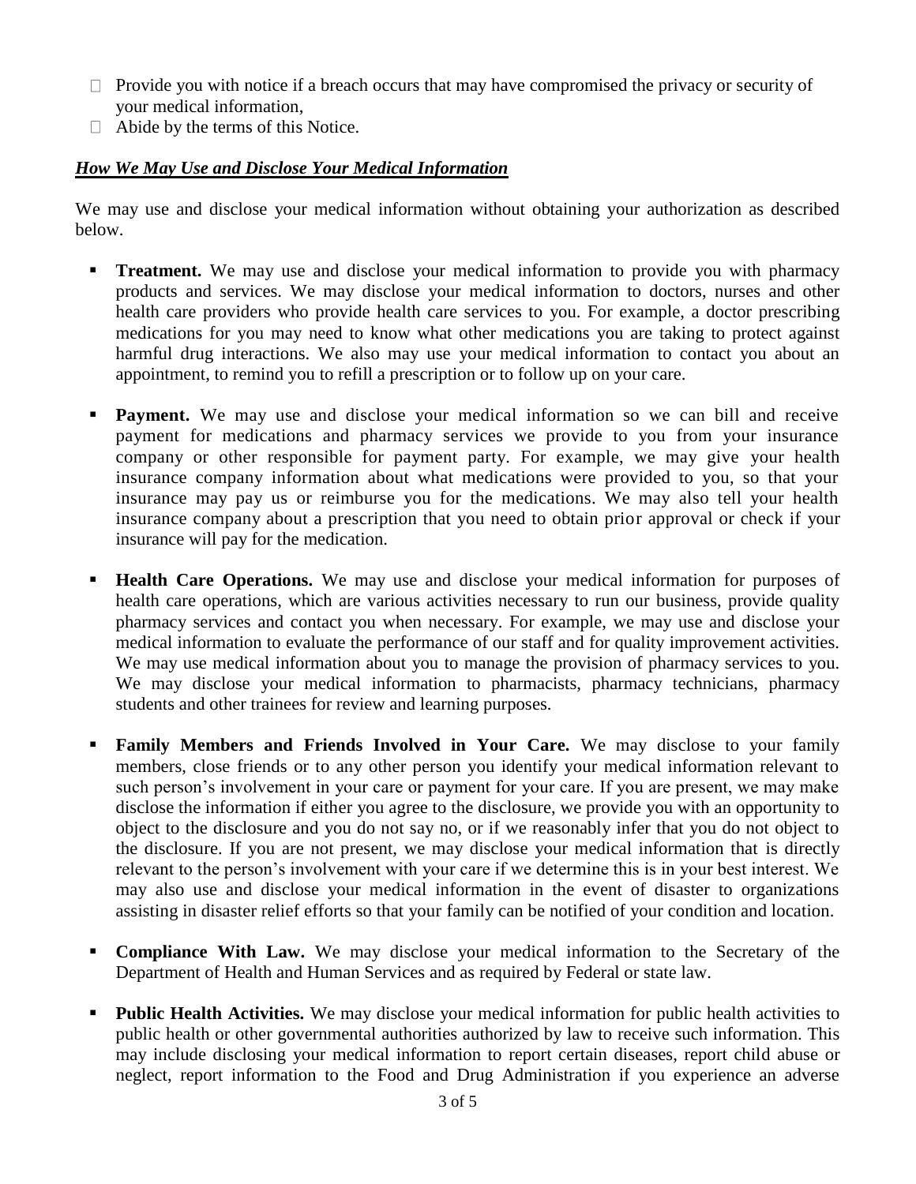- Provide you with notice if a breach occurs that may have compromised the privacy or security of your medical information,
- Abide by the terms of this Notice.

***<u>How We May Use and Disclose Your Medical Information</u>***

We may use and disclose your medical information without obtaining your authorization as described below.

- **Treatment.** We may use and disclose your medical information to provide you with pharmacy products and services. We may disclose your medical information to doctors, nurses and other health care providers who provide health care services to you. For example, a doctor prescribing medications for you may need to know what other medications you are taking to protect against harmful drug interactions. We also may use your medical information to contact you about an appointment, to remind you to refill a prescription or to follow up on your care.

- **Payment.** We may use and disclose your medical information so we can bill and receive payment for medications and pharmacy services we provide to you from your insurance company or other responsible for payment party. For example, we may give your health insurance company information about what medications were provided to you, so that your insurance may pay us or reimburse you for the medications. We may also tell your health insurance company about a prescription that you need to obtain prior approval or check if your insurance will pay for the medication.

- **Health Care Operations.** We may use and disclose your medical information for purposes of health care operations, which are various activities necessary to run our business, provide quality pharmacy services and contact you when necessary. For example, we may use and disclose your medical information to evaluate the performance of our staff and for quality improvement activities. We may use medical information about you to manage the provision of pharmacy services to you. We may disclose your medical information to pharmacists, pharmacy technicians, pharmacy students and other trainees for review and learning purposes.

- **Family Members and Friends Involved in Your Care.** We may disclose to your family members, close friends or to any other person you identify your medical information relevant to such person's involvement in your care or payment for your care. If you are present, we may make disclose the information if either you agree to the disclosure, we provide you with an opportunity to object to the disclosure and you do not say no, or if we reasonably infer that you do not object to the disclosure. If you are not present, we may disclose your medical information that is directly relevant to the person's involvement with your care if we determine this is in your best interest. We may also use and disclose your medical information in the event of disaster to organizations assisting in disaster relief efforts so that your family can be notified of your condition and location.

- **Compliance With Law.** We may disclose your medical information to the Secretary of the Department of Health and Human Services and as required by Federal or state law.

- **Public Health Activities.** We may disclose your medical information for public health activities to public health or other governmental authorities authorized by law to receive such information. This may include disclosing your medical information to report certain diseases, report child abuse or neglect, report information to the Food and Drug Administration if you experience an adverse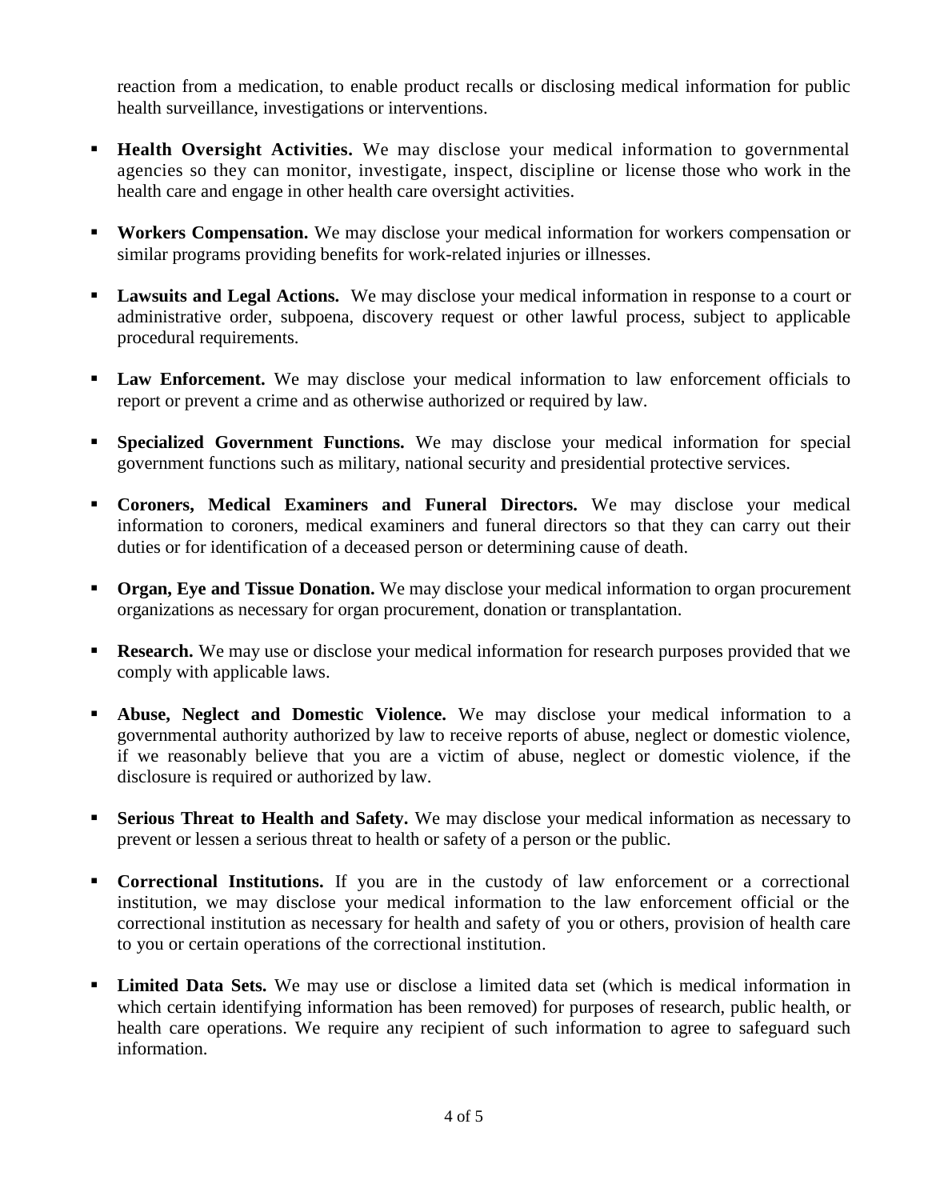reaction from a medication, to enable product recalls or disclosing medical information for public health surveillance, investigations or interventions.

- **Health Oversight Activities.** We may disclose your medical information to governmental agencies so they can monitor, investigate, inspect, discipline or license those who work in the health care and engage in other health care oversight activities.

- **Workers Compensation.** We may disclose your medical information for workers compensation or similar programs providing benefits for work-related injuries or illnesses.

- **Lawsuits and Legal Actions.** We may disclose your medical information in response to a court or administrative order, subpoena, discovery request or other lawful process, subject to applicable procedural requirements.

- **Law Enforcement.** We may disclose your medical information to law enforcement officials to report or prevent a crime and as otherwise authorized or required by law.

- **Specialized Government Functions.** We may disclose your medical information for special government functions such as military, national security and presidential protective services.

- **Coroners, Medical Examiners and Funeral Directors.** We may disclose your medical information to coroners, medical examiners and funeral directors so that they can carry out their duties or for identification of a deceased person or determining cause of death.

- **Organ, Eye and Tissue Donation.** We may disclose your medical information to organ procurement organizations as necessary for organ procurement, donation or transplantation.

- **Research.** We may use or disclose your medical information for research purposes provided that we comply with applicable laws.

- **Abuse, Neglect and Domestic Violence.** We may disclose your medical information to a governmental authority authorized by law to receive reports of abuse, neglect or domestic violence, if we reasonably believe that you are a victim of abuse, neglect or domestic violence, if the disclosure is required or authorized by law.

- **Serious Threat to Health and Safety.** We may disclose your medical information as necessary to prevent or lessen a serious threat to health or safety of a person or the public.

- **Correctional Institutions.** If you are in the custody of law enforcement or a correctional institution, we may disclose your medical information to the law enforcement official or the correctional institution as necessary for health and safety of you or others, provision of health care to you or certain operations of the correctional institution.

- **Limited Data Sets.** We may use or disclose a limited data set (which is medical information in which certain identifying information has been removed) for purposes of research, public health, or health care operations. We require any recipient of such information to agree to safeguard such information.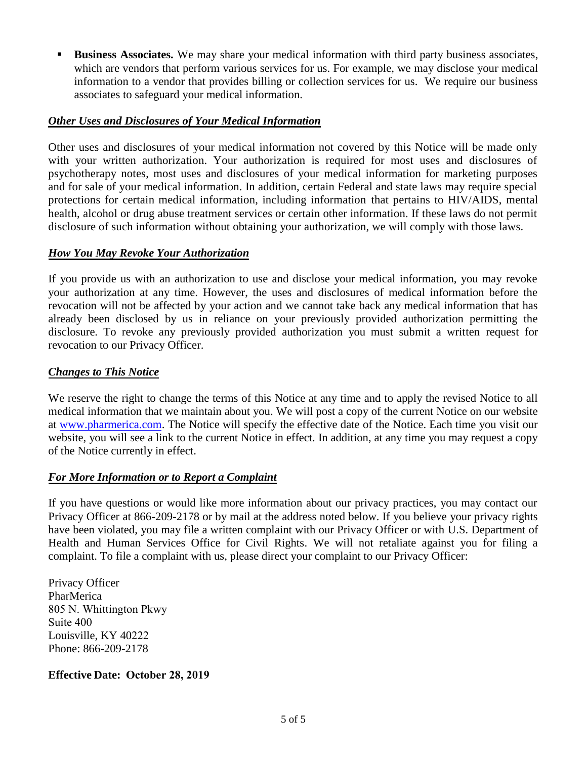- **Business Associates.** We may share your medical information with third party business associates, which are vendors that perform various services for us. For example, we may disclose your medical information to a vendor that provides billing or collection services for us. We require our business associates to safeguard your medical information.

## ***Other Uses and Disclosures of Your Medical Information***

Other uses and disclosures of your medical information not covered by this Notice will be made only with your written authorization. Your authorization is required for most uses and disclosures of psychotherapy notes, most uses and disclosures of your medical information for marketing purposes and for sale of your medical information. In addition, certain Federal and state laws may require special protections for certain medical information, including information that pertains to HIV/AIDS, mental health, alcohol or drug abuse treatment services or certain other information. If these laws do not permit disclosure of such information without obtaining your authorization, we will comply with those laws.

## ***How You May Revoke Your Authorization***

If you provide us with an authorization to use and disclose your medical information, you may revoke your authorization at any time. However, the uses and disclosures of medical information before the revocation will not be affected by your action and we cannot take back any medical information that has already been disclosed by us in reliance on your previously provided authorization permitting the disclosure. To revoke any previously provided authorization you must submit a written request for revocation to our Privacy Officer.

## ***Changes to This Notice***

We reserve the right to change the terms of this Notice at any time and to apply the revised Notice to all medical information that we maintain about you. We will post a copy of the current Notice on our website at [www.pharmerica.com](http://www.pharmerica.com). The Notice will specify the effective date of the Notice. Each time you visit our website, you will see a link to the current Notice in effect. In addition, at any time you may request a copy of the Notice currently in effect.

## ***For More Information or to Report a Complaint***

If you have questions or would like more information about our privacy practices, you may contact our Privacy Officer at 866-209-2178 or by mail at the address noted below. If you believe your privacy rights have been violated, you may file a written complaint with our Privacy Officer or with U.S. Department of Health and Human Services Office for Civil Rights. We will not retaliate against you for filing a complaint. To file a complaint with us, please direct your complaint to our Privacy Officer:

Privacy Officer
PharMerica
805 N. Whittington Pkwy
Suite 400
Louisville, KY 40222
Phone: 866-209-2178

**Effective Date: October 28, 2019**